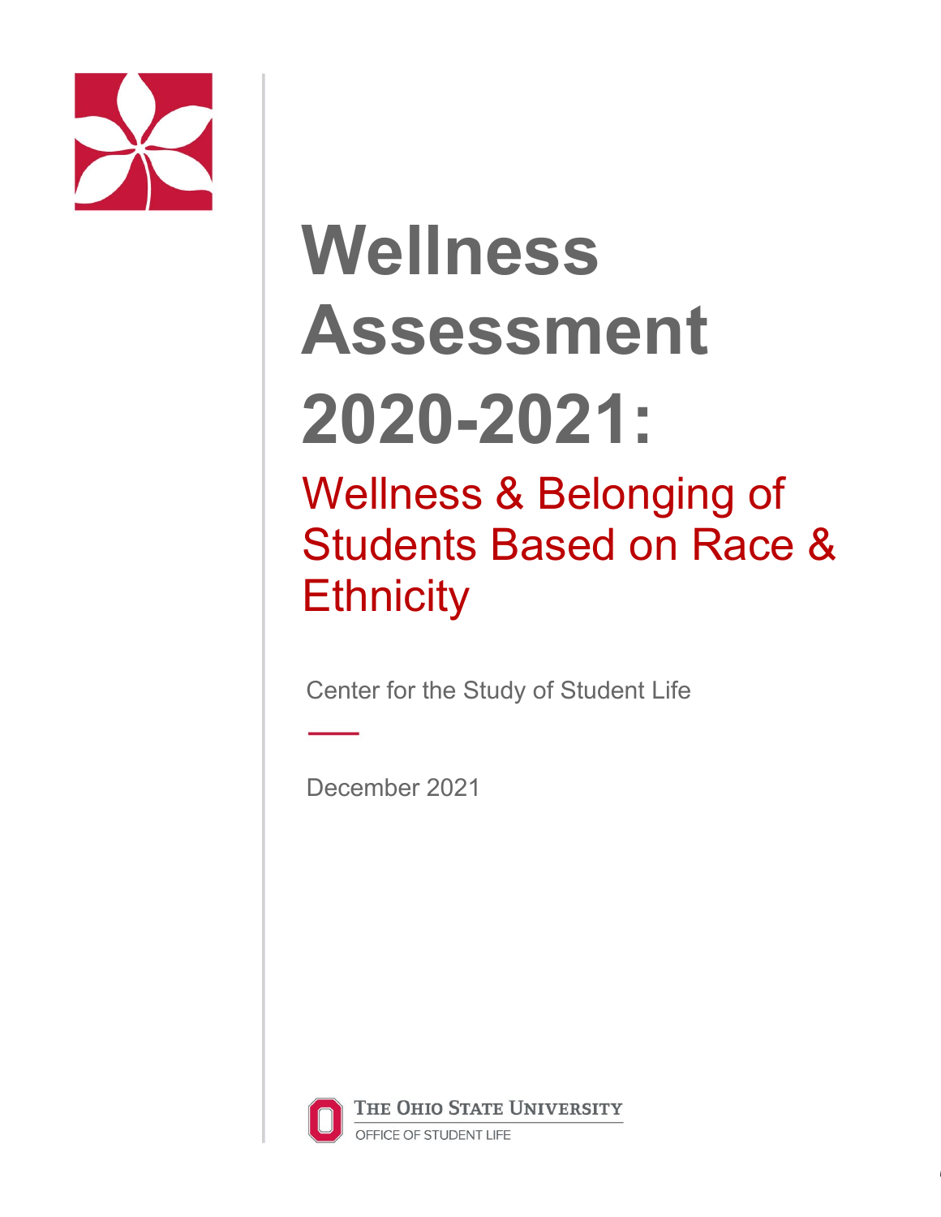# Wellness Assessment 2020-2021:

## Wellness & Belonging of Students Based on Race & Ethnicity

Center for the Study of Student Life

December 2021

The Ohio State University

Office of Student Life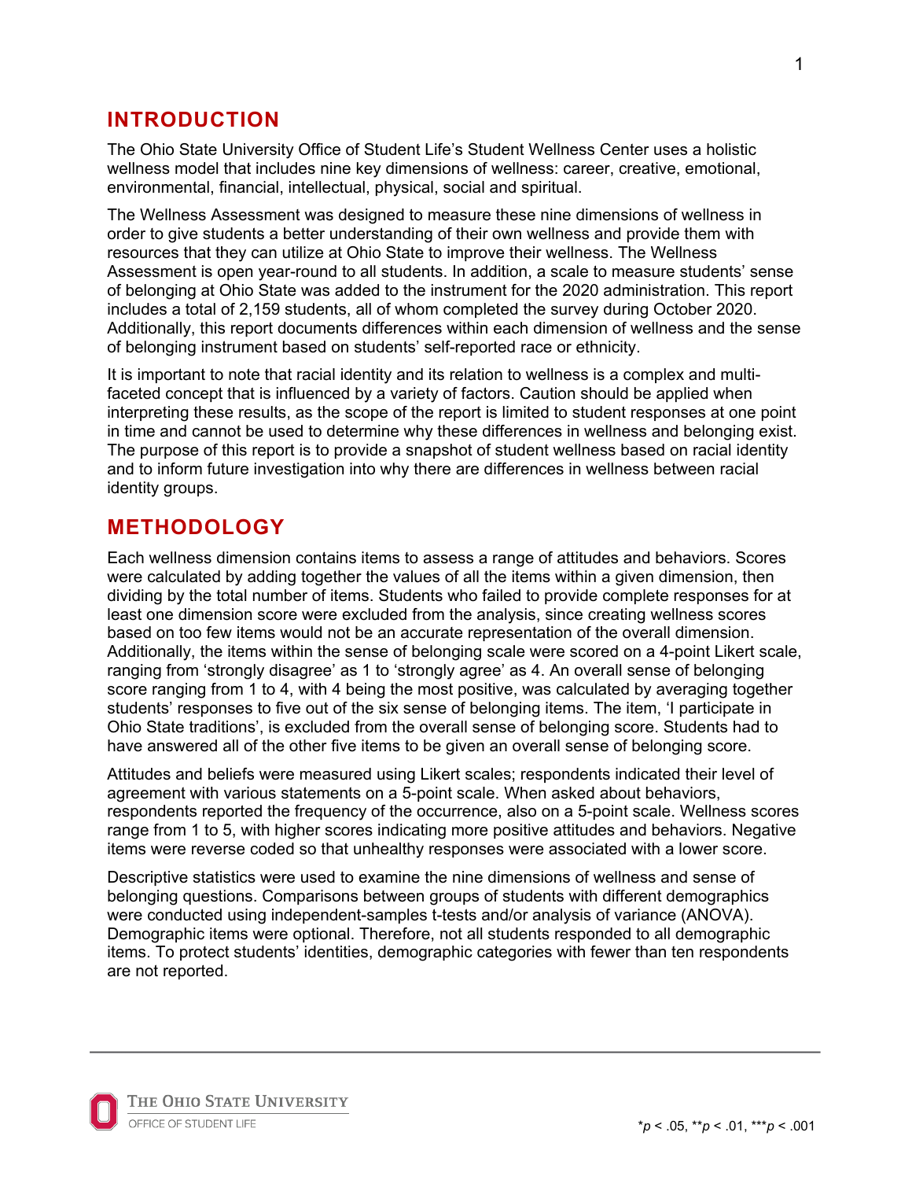## INTRODUCTION

The Ohio State University Office of Student Life's Student Wellness Center uses a holistic wellness model that includes nine key dimensions of wellness: career, creative, emotional, environmental, financial, intellectual, physical, social and spiritual.

The Wellness Assessment was designed to measure these nine dimensions of wellness in order to give students a better understanding of their own wellness and provide them with resources that they can utilize at Ohio State to improve their wellness. The Wellness Assessment is open year-round to all students. In addition, a scale to measure students' sense of belonging at Ohio State was added to the instrument for the 2020 administration. This report includes a total of 2,159 students, all of whom completed the survey during October 2020. Additionally, this report documents differences within each dimension of wellness and the sense of belonging instrument based on students' self-reported race or ethnicity.

It is important to note that racial identity and its relation to wellness is a complex and multi-faceted concept that is influenced by a variety of factors. Caution should be applied when interpreting these results, as the scope of the report is limited to student responses at one point in time and cannot be used to determine why these differences in wellness and belonging exist. The purpose of this report is to provide a snapshot of student wellness based on racial identity and to inform future investigation into why there are differences in wellness between racial identity groups.

## METHODOLOGY

Each wellness dimension contains items to assess a range of attitudes and behaviors. Scores were calculated by adding together the values of all the items within a given dimension, then dividing by the total number of items. Students who failed to provide complete responses for at least one dimension score were excluded from the analysis, since creating wellness scores based on too few items would not be an accurate representation of the overall dimension. Additionally, the items within the sense of belonging scale were scored on a 4-point Likert scale, ranging from 'strongly disagree' as 1 to 'strongly agree' as 4. An overall sense of belonging score ranging from 1 to 4, with 4 being the most positive, was calculated by averaging together students' responses to five out of the six sense of belonging items. The item, 'I participate in Ohio State traditions', is excluded from the overall sense of belonging score. Students had to have answered all of the other five items to be given an overall sense of belonging score.

Attitudes and beliefs were measured using Likert scales; respondents indicated their level of agreement with various statements on a 5-point scale. When asked about behaviors, respondents reported the frequency of the occurrence, also on a 5-point scale. Wellness scores range from 1 to 5, with higher scores indicating more positive attitudes and behaviors. Negative items were reverse coded so that unhealthy responses were associated with a lower score.

Descriptive statistics were used to examine the nine dimensions of wellness and sense of belonging questions. Comparisons between groups of students with different demographics were conducted using independent-samples t-tests and/or analysis of variance (ANOVA). Demographic items were optional. Therefore, not all students responded to all demographic items. To protect students' identities, demographic categories with fewer than ten respondents are not reported.

*$p < .05$, **$p < .01$, ***$p < .001$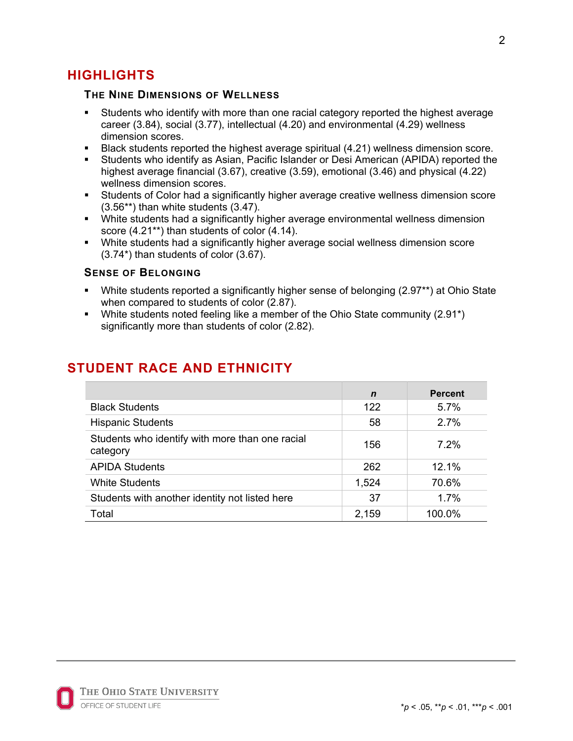## HIGHLIGHTS

### The Nine Dimensions of Wellness

- Students who identify with more than one racial category reported the highest average career (3.84), social (3.77), intellectual (4.20) and environmental (4.29) wellness dimension scores.
- Black students reported the highest average spiritual (4.21) wellness dimension score.
- Students who identify as Asian, Pacific Islander or Desi American (APIDA) reported the highest average financial (3.67), creative (3.59), emotional (3.46) and physical (4.22) wellness dimension scores.
- Students of Color had a significantly higher average creative wellness dimension score (3.56**) than white students (3.47).
- White students had a significantly higher average environmental wellness dimension score (4.21**) than students of color (4.14).
- White students had a significantly higher average social wellness dimension score (3.74*) than students of color (3.67).

### Sense of Belonging

- White students reported a significantly higher sense of belonging (2.97**) at Ohio State when compared to students of color (2.87).
- White students noted feeling like a member of the Ohio State community (2.91*) significantly more than students of color (2.82).

## STUDENT RACE AND ETHNICITY

| | *n* | Percent |
|---|---|---|
| Black Students | 122 | 5.7% |
| Hispanic Students | 58 | 2.7% |
| Students who identify with more than one racial category | 156 | 7.2% |
| APIDA Students | 262 | 12.1% |
| White Students | 1,524 | 70.6% |
| Students with another identity not listed here | 37 | 1.7% |
| Total | 2,159 | 100.0% |

*$p < .05$, **$p < .01$, ***$p < .001$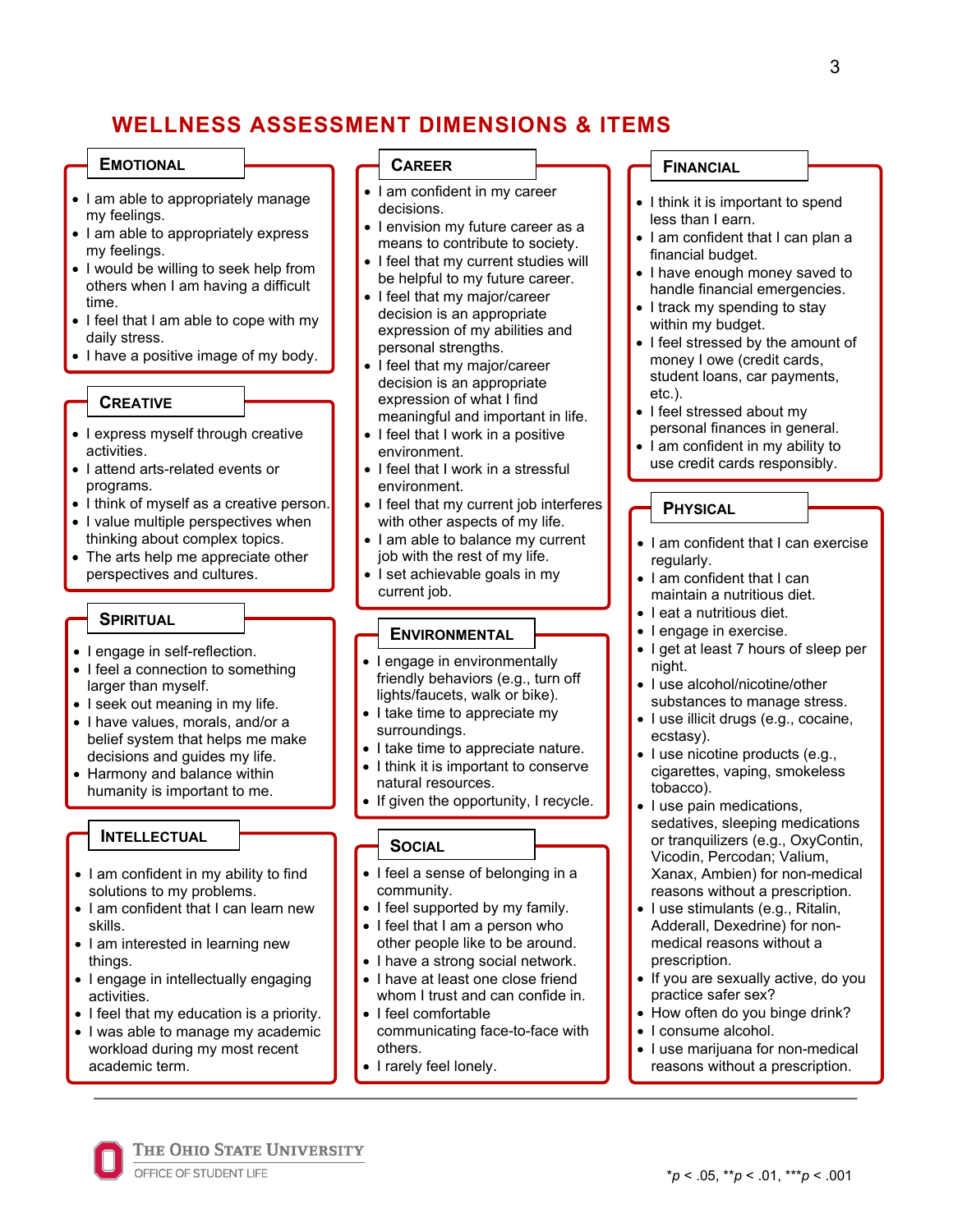# WELLNESS ASSESSMENT DIMENSIONS & ITEMS

## Emotional

- I am able to appropriately manage my feelings.
- I am able to appropriately express my feelings.
- I would be willing to seek help from others when I am having a difficult time.
- I feel that I am able to cope with my daily stress.
- I have a positive image of my body.

## Creative

- I express myself through creative activities.
- I attend arts-related events or programs.
- I think of myself as a creative person.
- I value multiple perspectives when thinking about complex topics.
- The arts help me appreciate other perspectives and cultures.

## Spiritual

- I engage in self-reflection.
- I feel a connection to something larger than myself.
- I seek out meaning in my life.
- I have values, morals, and/or a belief system that helps me make decisions and guides my life.
- Harmony and balance within humanity is important to me.

## Intellectual

- I am confident in my ability to find solutions to my problems.
- I am confident that I can learn new skills.
- I am interested in learning new things.
- I engage in intellectually engaging activities.
- I feel that my education is a priority.
- I was able to manage my academic workload during my most recent academic term.

## Career

- I am confident in my career decisions.
- I envision my future career as a means to contribute to society.
- I feel that my current studies will be helpful to my future career.
- I feel that my major/career decision is an appropriate expression of my abilities and personal strengths.
- I feel that my major/career decision is an appropriate expression of what I find meaningful and important in life.
- I feel that I work in a positive environment.
- I feel that I work in a stressful environment.
- I feel that my current job interferes with other aspects of my life.
- I am able to balance my current job with the rest of my life.
- I set achievable goals in my current job.

## Environmental

- I engage in environmentally friendly behaviors (e.g., turn off lights/faucets, walk or bike).
- I take time to appreciate my surroundings.
- I take time to appreciate nature.
- I think it is important to conserve natural resources.
- If given the opportunity, I recycle.

## Social

- I feel a sense of belonging in a community.
- I feel supported by my family.
- I feel that I am a person who other people like to be around.
- I have a strong social network.
- I have at least one close friend whom I trust and can confide in.
- I feel comfortable communicating face-to-face with others.
- I rarely feel lonely.

## Financial

- I think it is important to spend less than I earn.
- I am confident that I can plan a financial budget.
- I have enough money saved to handle financial emergencies.
- I track my spending to stay within my budget.
- I feel stressed by the amount of money I owe (credit cards, student loans, car payments, etc.).
- I feel stressed about my personal finances in general.
- I am confident in my ability to use credit cards responsibly.

## Physical

- I am confident that I can exercise regularly.
- I am confident that I can maintain a nutritious diet.
- I eat a nutritious diet.
- I engage in exercise.
- I get at least 7 hours of sleep per night.
- I use alcohol/nicotine/other substances to manage stress.
- I use illicit drugs (e.g., cocaine, ecstasy).
- I use nicotine products (e.g., cigarettes, vaping, smokeless tobacco).
- I use pain medications, sedatives, sleeping medications or tranquilizers (e.g., OxyContin, Vicodin, Percodan; Valium, Xanax, Ambien) for non-medical reasons without a prescription.
- I use stimulants (e.g., Ritalin, Adderall, Dexedrine) for non-medical reasons without a prescription.
- If you are sexually active, do you practice safer sex?
- How often do you binge drink?
- I consume alcohol.
- I use marijuana for non-medical reasons without a prescription.

The Ohio State University
Office of Student Life

*$p < .05$, **$p < .01$, ***$p < .001$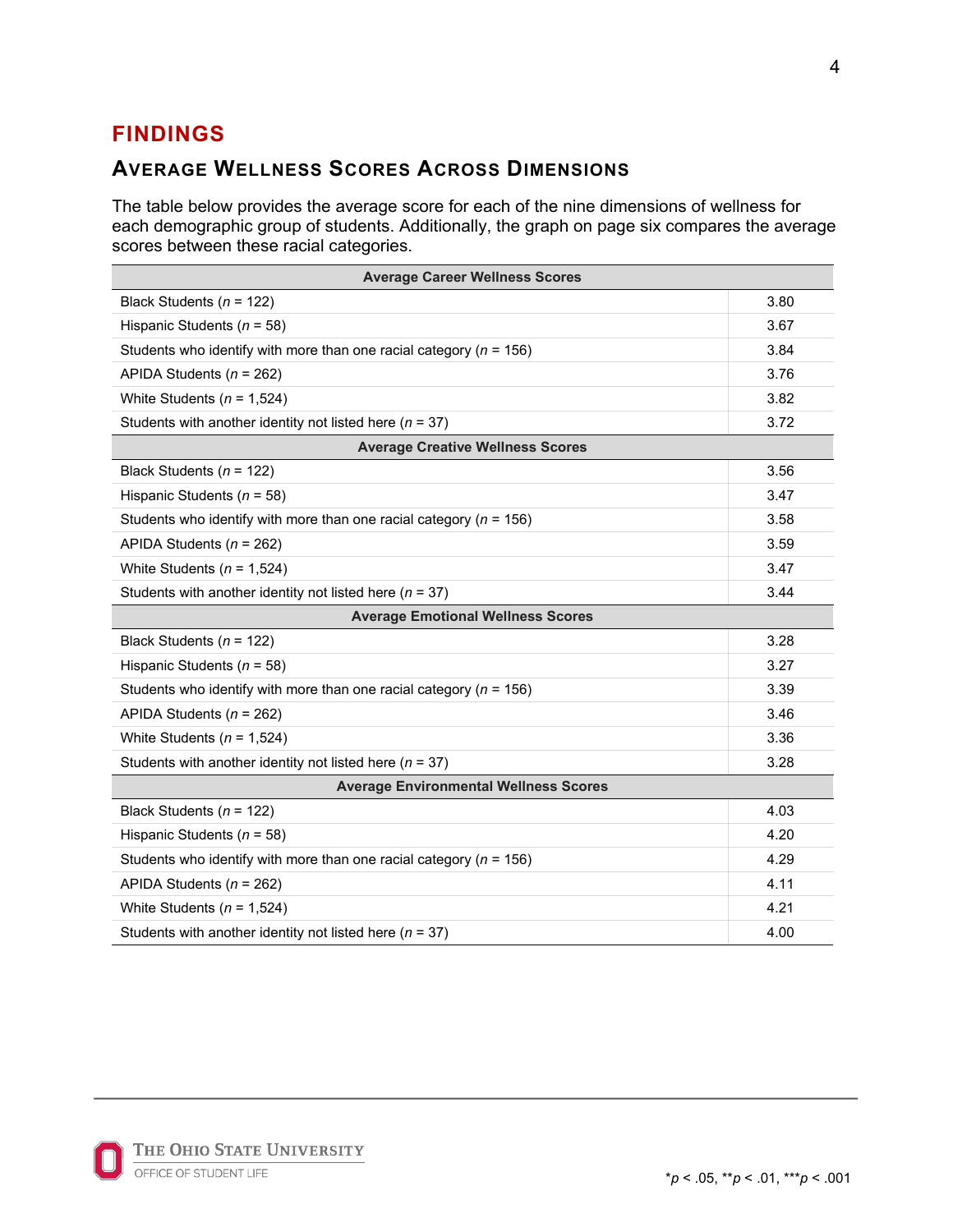# FINDINGS

## Average Wellness Scores Across Dimensions

The table below provides the average score for each of the nine dimensions of wellness for each demographic group of students. Additionally, the graph on page six compares the average scores between these racial categories.

| Average Career Wellness Scores | |
|---|---|
| Black Students (*n* = 122) | 3.80 |
| Hispanic Students (*n* = 58) | 3.67 |
| Students who identify with more than one racial category (*n* = 156) | 3.84 |
| APIDA Students (*n* = 262) | 3.76 |
| White Students (*n* = 1,524) | 3.82 |
| Students with another identity not listed here (*n* = 37) | 3.72 |
| **Average Creative Wellness Scores** | |
| Black Students (*n* = 122) | 3.56 |
| Hispanic Students (*n* = 58) | 3.47 |
| Students who identify with more than one racial category (*n* = 156) | 3.58 |
| APIDA Students (*n* = 262) | 3.59 |
| White Students (*n* = 1,524) | 3.47 |
| Students with another identity not listed here (*n* = 37) | 3.44 |
| **Average Emotional Wellness Scores** | |
| Black Students (*n* = 122) | 3.28 |
| Hispanic Students (*n* = 58) | 3.27 |
| Students who identify with more than one racial category (*n* = 156) | 3.39 |
| APIDA Students (*n* = 262) | 3.46 |
| White Students (*n* = 1,524) | 3.36 |
| Students with another identity not listed here (*n* = 37) | 3.28 |
| **Average Environmental Wellness Scores** | |
| Black Students (*n* = 122) | 4.03 |
| Hispanic Students (*n* = 58) | 4.20 |
| Students who identify with more than one racial category (*n* = 156) | 4.29 |
| APIDA Students (*n* = 262) | 4.11 |
| White Students (*n* = 1,524) | 4.21 |
| Students with another identity not listed here (*n* = 37) | 4.00 |

*$p < .05$, **$p < .01$, ***$p < .001$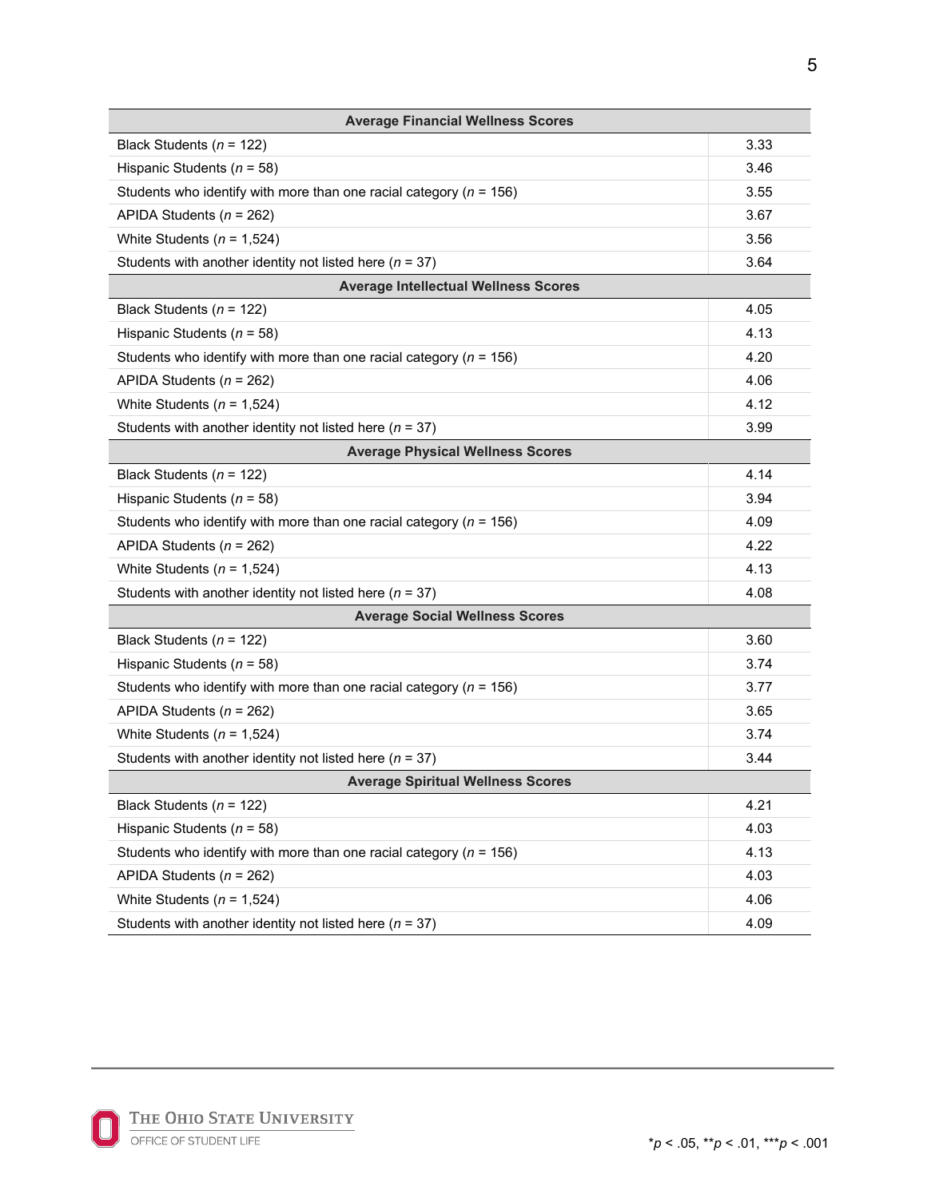| Average Financial Wellness Scores | |
|---|---|
| Black Students (*n* = 122) | 3.33 |
| Hispanic Students (*n* = 58) | 3.46 |
| Students who identify with more than one racial category (*n* = 156) | 3.55 |
| APIDA Students (*n* = 262) | 3.67 |
| White Students (*n* = 1,524) | 3.56 |
| Students with another identity not listed here (*n* = 37) | 3.64 |
| **Average Intellectual Wellness Scores** | |
| Black Students (*n* = 122) | 4.05 |
| Hispanic Students (*n* = 58) | 4.13 |
| Students who identify with more than one racial category (*n* = 156) | 4.20 |
| APIDA Students (*n* = 262) | 4.06 |
| White Students (*n* = 1,524) | 4.12 |
| Students with another identity not listed here (*n* = 37) | 3.99 |
| **Average Physical Wellness Scores** | |
| Black Students (*n* = 122) | 4.14 |
| Hispanic Students (*n* = 58) | 3.94 |
| Students who identify with more than one racial category (*n* = 156) | 4.09 |
| APIDA Students (*n* = 262) | 4.22 |
| White Students (*n* = 1,524) | 4.13 |
| Students with another identity not listed here (*n* = 37) | 4.08 |
| **Average Social Wellness Scores** | |
| Black Students (*n* = 122) | 3.60 |
| Hispanic Students (*n* = 58) | 3.74 |
| Students who identify with more than one racial category (*n* = 156) | 3.77 |
| APIDA Students (*n* = 262) | 3.65 |
| White Students (*n* = 1,524) | 3.74 |
| Students with another identity not listed here (*n* = 37) | 3.44 |
| **Average Spiritual Wellness Scores** | |
| Black Students (*n* = 122) | 4.21 |
| Hispanic Students (*n* = 58) | 4.03 |
| Students who identify with more than one racial category (*n* = 156) | 4.13 |
| APIDA Students (*n* = 262) | 4.03 |
| White Students (*n* = 1,524) | 4.06 |
| Students with another identity not listed here (*n* = 37) | 4.09 |

*$p < .05$, **$p < .01$, ***$p < .001$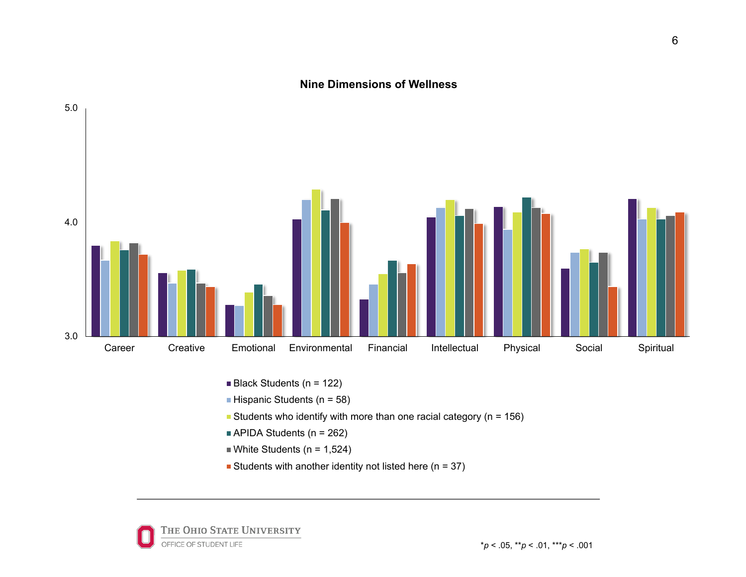## Nine Dimensions of Wellness

- Black Students (n = 122)
- Hispanic Students (n = 58)
- Students who identify with more than one racial category (n = 156)
- APIDA Students (n = 262)
- White Students (n = 1,524)
- Students with another identity not listed here (n = 37)

*$p < .05$, **$p < .01$, ***$p < .001$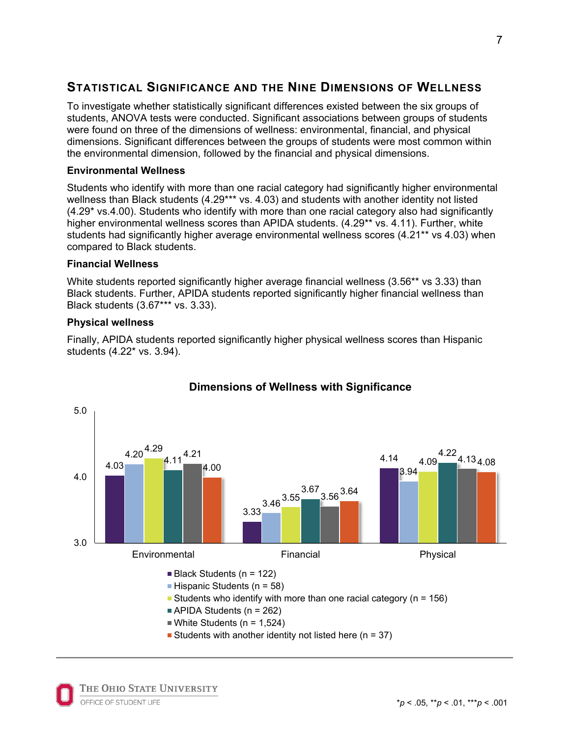## Statistical Significance and the Nine Dimensions of Wellness

To investigate whether statistically significant differences existed between the six groups of students, ANOVA tests were conducted. Significant associations between groups of students were found on three of the dimensions of wellness: environmental, financial, and physical dimensions. Significant differences between the groups of students were most common within the environmental dimension, followed by the financial and physical dimensions.

### Environmental Wellness

Students who identify with more than one racial category had significantly higher environmental wellness than Black students (4.29*** vs. 4.03) and students with another identity not listed (4.29* vs.4.00). Students who identify with more than one racial category also had significantly higher environmental wellness scores than APIDA students. (4.29** vs. 4.11). Further, white students had significantly higher average environmental wellness scores (4.21** vs 4.03) when compared to Black students.

### Financial Wellness

White students reported significantly higher average financial wellness (3.56** vs 3.33) than Black students. Further, APIDA students reported significantly higher financial wellness than Black students (3.67*** vs. 3.33).

### Physical wellness

Finally, APIDA students reported significantly higher physical wellness scores than Hispanic students (4.22* vs. 3.94).

**Dimensions of Wellness with Significance**

| Group | Environmental | Financial | Physical |
|---|---|---|---|
| Black Students (n = 122) | 4.03 | 3.33 | 4.14 |
| Hispanic Students (n = 58) | 4.20 | 3.46 | 3.94 |
| Students who identify with more than one racial category (n = 156) | 4.29 | 3.55 | 4.09 |
| APIDA Students (n = 262) | 4.11 | 3.67 | 4.22 |
| White Students (n = 1,524) | 4.21 | 3.56 | 4.13 |
| Students with another identity not listed here (n = 37) | 4.00 | 3.64 | 4.08 |

*$p < .05$, **$p < .01$, ***$p < .001$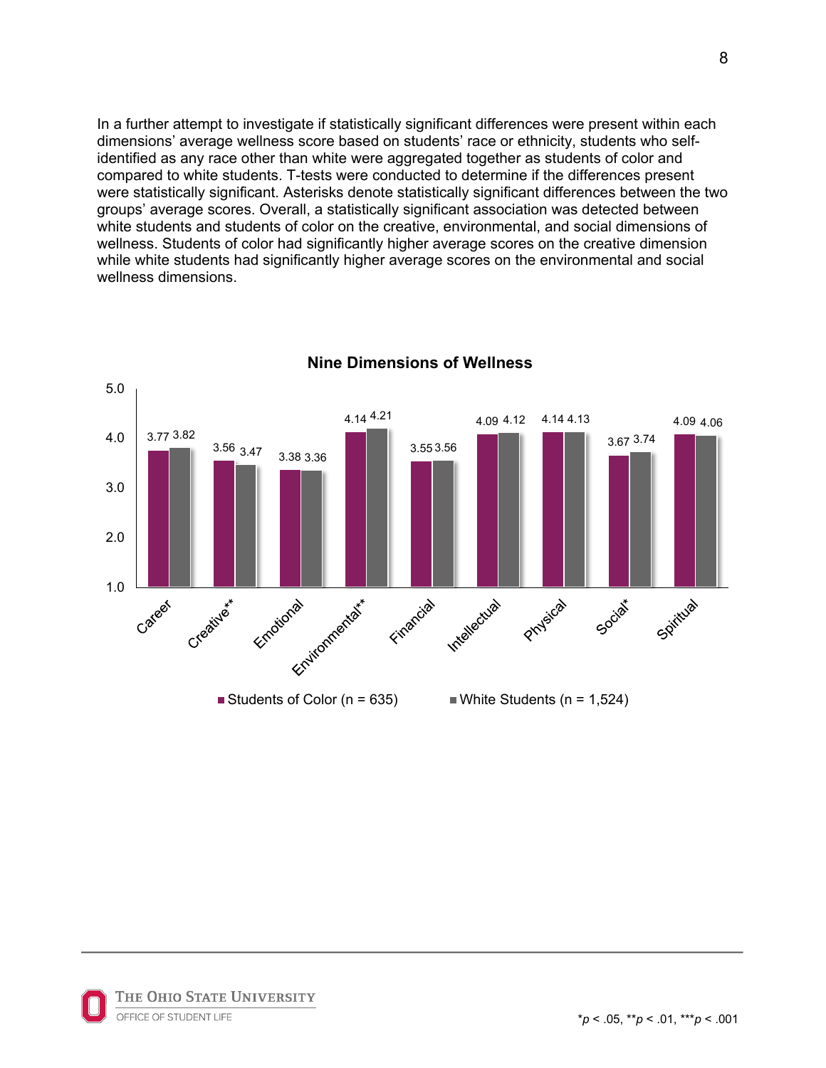In a further attempt to investigate if statistically significant differences were present within each dimensions' average wellness score based on students' race or ethnicity, students who self-identified as any race other than white were aggregated together as students of color and compared to white students. T-tests were conducted to determine if the differences present were statistically significant. Asterisks denote statistically significant differences between the two groups' average scores. Overall, a statistically significant association was detected between white students and students of color on the creative, environmental, and social dimensions of wellness. Students of color had significantly higher average scores on the creative dimension while white students had significantly higher average scores on the environmental and social wellness dimensions.

**Nine Dimensions of Wellness**

| Dimension | Students of Color (n = 635) | White Students (n = 1,524) |
|---|---|---|
| Career | 3.77 | 3.82 |
| Creative** | 3.56 | 3.47 |
| Emotional | 3.38 | 3.36 |
| Environmental** | 4.14 | 4.21 |
| Financial | 3.55 | 3.56 |
| Intellectual | 4.09 | 4.12 |
| Physical | 4.14 | 4.13 |
| Social* | 3.67 | 3.74 |
| Spiritual | 4.09 | 4.06 |

*$p < .05$, **$p < .01$, ***$p < .001$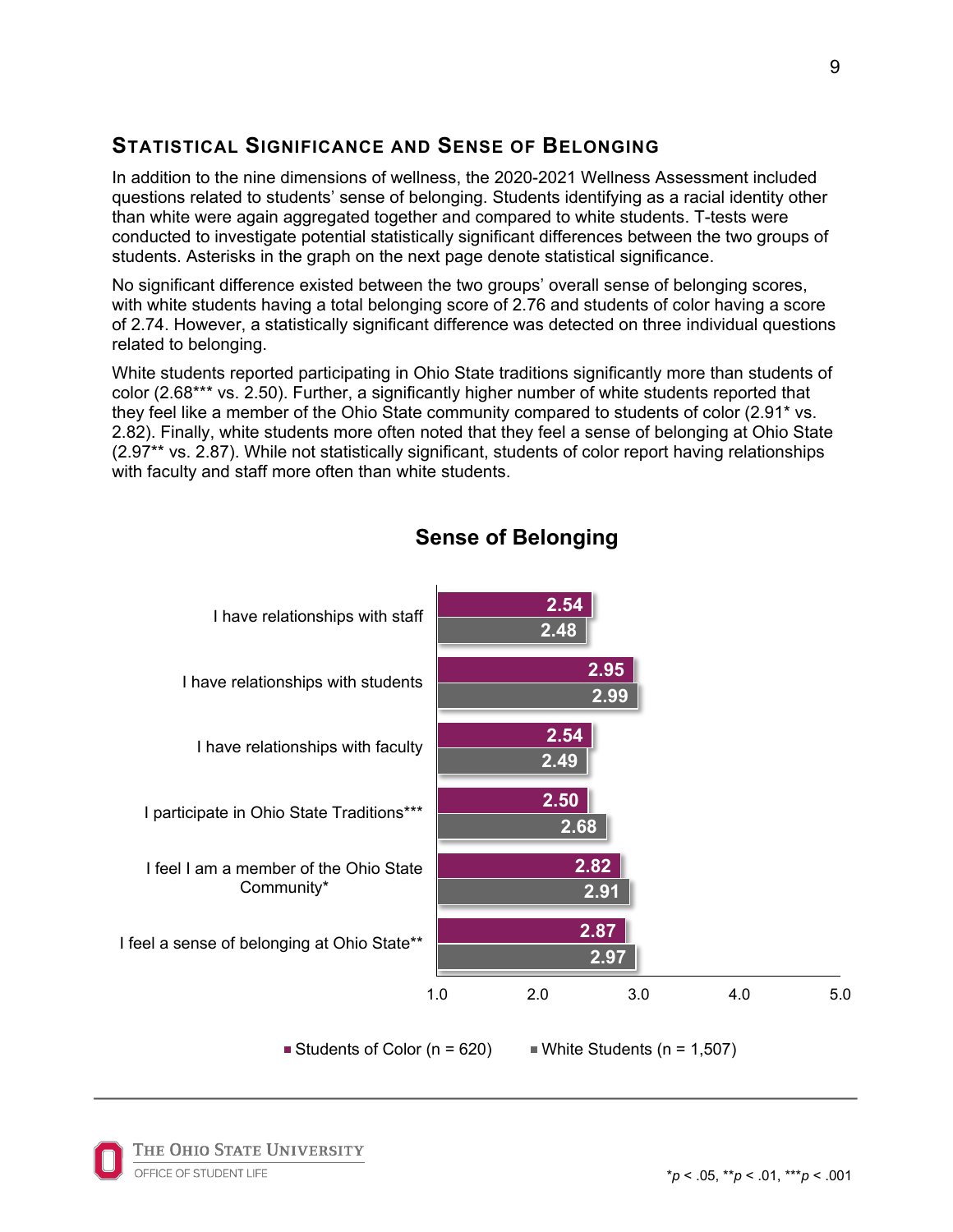## Statistical Significance and Sense of Belonging

In addition to the nine dimensions of wellness, the 2020-2021 Wellness Assessment included questions related to students' sense of belonging. Students identifying as a racial identity other than white were again aggregated together and compared to white students. T-tests were conducted to investigate potential statistically significant differences between the two groups of students. Asterisks in the graph on the next page denote statistical significance.

No significant difference existed between the two groups' overall sense of belonging scores, with white students having a total belonging score of 2.76 and students of color having a score of 2.74. However, a statistically significant difference was detected on three individual questions related to belonging.

White students reported participating in Ohio State traditions significantly more than students of color (2.68*** vs. 2.50). Further, a significantly higher number of white students reported that they feel like a member of the Ohio State community compared to students of color (2.91* vs. 2.82). Finally, white students more often noted that they feel a sense of belonging at Ohio State (2.97** vs. 2.87). While not statistically significant, students of color report having relationships with faculty and staff more often than white students.

**Sense of Belonging**

| Item | Students of Color (n = 620) | White Students (n = 1,507) |
| --- | --- | --- |
| I have relationships with staff | 2.54 | 2.48 |
| I have relationships with students | 2.95 | 2.99 |
| I have relationships with faculty | 2.54 | 2.49 |
| I participate in Ohio State Traditions*** | 2.50 | 2.68 |
| I feel I am a member of the Ohio State Community* | 2.82 | 2.91 |
| I feel a sense of belonging at Ohio State** | 2.87 | 2.97 |

*$p < .05$, **$p < .01$, ***$p < .001$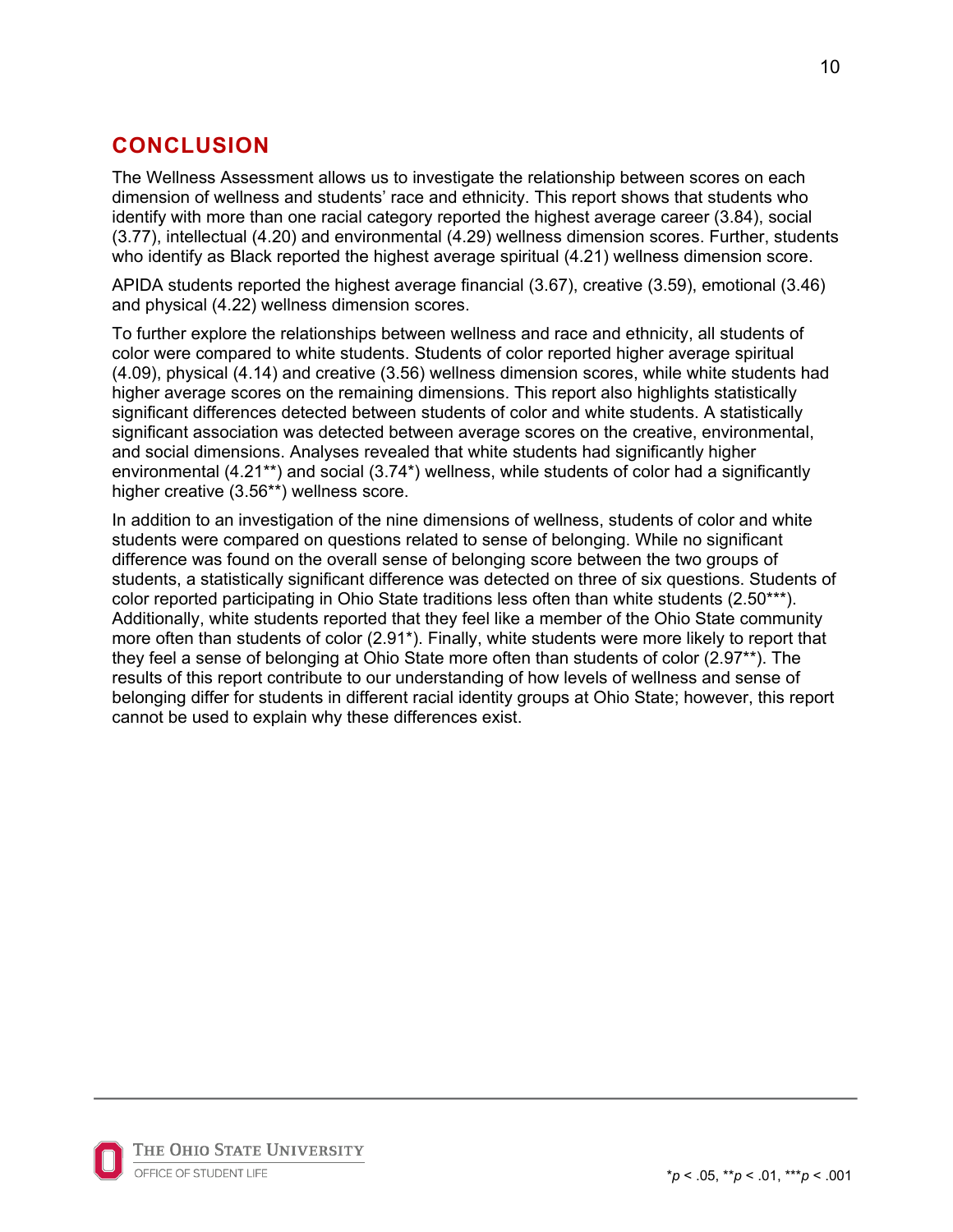## CONCLUSION

The Wellness Assessment allows us to investigate the relationship between scores on each dimension of wellness and students' race and ethnicity. This report shows that students who identify with more than one racial category reported the highest average career (3.84), social (3.77), intellectual (4.20) and environmental (4.29) wellness dimension scores. Further, students who identify as Black reported the highest average spiritual (4.21) wellness dimension score.

APIDA students reported the highest average financial (3.67), creative (3.59), emotional (3.46) and physical (4.22) wellness dimension scores.

To further explore the relationships between wellness and race and ethnicity, all students of color were compared to white students. Students of color reported higher average spiritual (4.09), physical (4.14) and creative (3.56) wellness dimension scores, while white students had higher average scores on the remaining dimensions. This report also highlights statistically significant differences detected between students of color and white students. A statistically significant association was detected between average scores on the creative, environmental, and social dimensions. Analyses revealed that white students had significantly higher environmental (4.21**) and social (3.74*) wellness, while students of color had a significantly higher creative (3.56**) wellness score.

In addition to an investigation of the nine dimensions of wellness, students of color and white students were compared on questions related to sense of belonging. While no significant difference was found on the overall sense of belonging score between the two groups of students, a statistically significant difference was detected on three of six questions. Students of color reported participating in Ohio State traditions less often than white students (2.50***). Additionally, white students reported that they feel like a member of the Ohio State community more often than students of color (2.91*). Finally, white students were more likely to report that they feel a sense of belonging at Ohio State more often than students of color (2.97**). The results of this report contribute to our understanding of how levels of wellness and sense of belonging differ for students in different racial identity groups at Ohio State; however, this report cannot be used to explain why these differences exist.

*$p < .05$, **$p < .01$, ***$p < .001$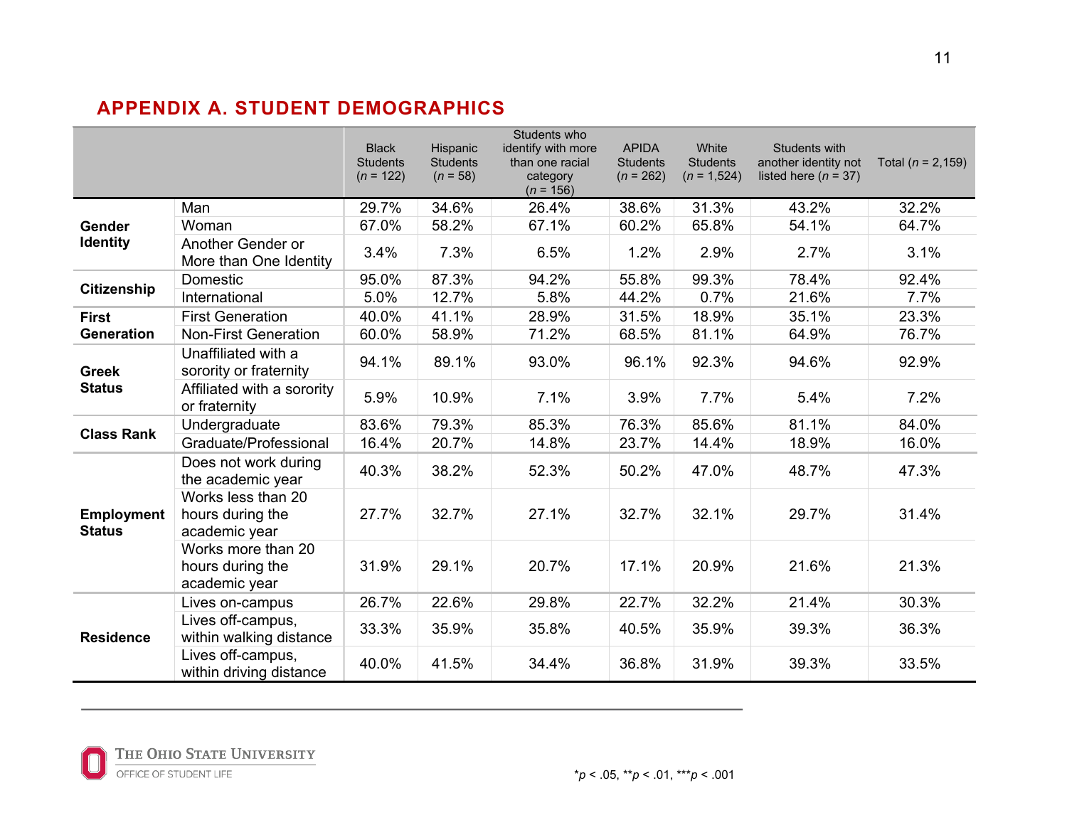## APPENDIX A. STUDENT DEMOGRAPHICS

| | | Black Students (*n* = 122) | Hispanic Students (*n* = 58) | Students who identify with more than one racial category (*n* = 156) | APIDA Students (*n* = 262) | White Students (*n* = 1,524) | Students with another identity not listed here (*n* = 37) | Total (*n* = 2,159) |
|---|---|---|---|---|---|---|---|---|
| **Gender Identity** | Man | 29.7% | 34.6% | 26.4% | 38.6% | 31.3% | 43.2% | 32.2% |
| | Woman | 67.0% | 58.2% | 67.1% | 60.2% | 65.8% | 54.1% | 64.7% |
| | Another Gender or More than One Identity | 3.4% | 7.3% | 6.5% | 1.2% | 2.9% | 2.7% | 3.1% |
| **Citizenship** | Domestic | 95.0% | 87.3% | 94.2% | 55.8% | 99.3% | 78.4% | 92.4% |
| | International | 5.0% | 12.7% | 5.8% | 44.2% | 0.7% | 21.6% | 7.7% |
| **First Generation** | First Generation | 40.0% | 41.1% | 28.9% | 31.5% | 18.9% | 35.1% | 23.3% |
| | Non-First Generation | 60.0% | 58.9% | 71.2% | 68.5% | 81.1% | 64.9% | 76.7% |
| **Greek Status** | Unaffiliated with a sorority or fraternity | 94.1% | 89.1% | 93.0% | 96.1% | 92.3% | 94.6% | 92.9% |
| | Affiliated with a sorority or fraternity | 5.9% | 10.9% | 7.1% | 3.9% | 7.7% | 5.4% | 7.2% |
| **Class Rank** | Undergraduate | 83.6% | 79.3% | 85.3% | 76.3% | 85.6% | 81.1% | 84.0% |
| | Graduate/Professional | 16.4% | 20.7% | 14.8% | 23.7% | 14.4% | 18.9% | 16.0% |
| **Employment Status** | Does not work during the academic year | 40.3% | 38.2% | 52.3% | 50.2% | 47.0% | 48.7% | 47.3% |
| | Works less than 20 hours during the academic year | 27.7% | 32.7% | 27.1% | 32.7% | 32.1% | 29.7% | 31.4% |
| | Works more than 20 hours during the academic year | 31.9% | 29.1% | 20.7% | 17.1% | 20.9% | 21.6% | 21.3% |
| **Residence** | Lives on-campus | 26.7% | 22.6% | 29.8% | 22.7% | 32.2% | 21.4% | 30.3% |
| | Lives off-campus, within walking distance | 33.3% | 35.9% | 35.8% | 40.5% | 35.9% | 39.3% | 36.3% |
| | Lives off-campus, within driving distance | 40.0% | 41.5% | 34.4% | 36.8% | 31.9% | 39.3% | 33.5% |

*$p < .05$, **$p < .01$, ***$p < .001$